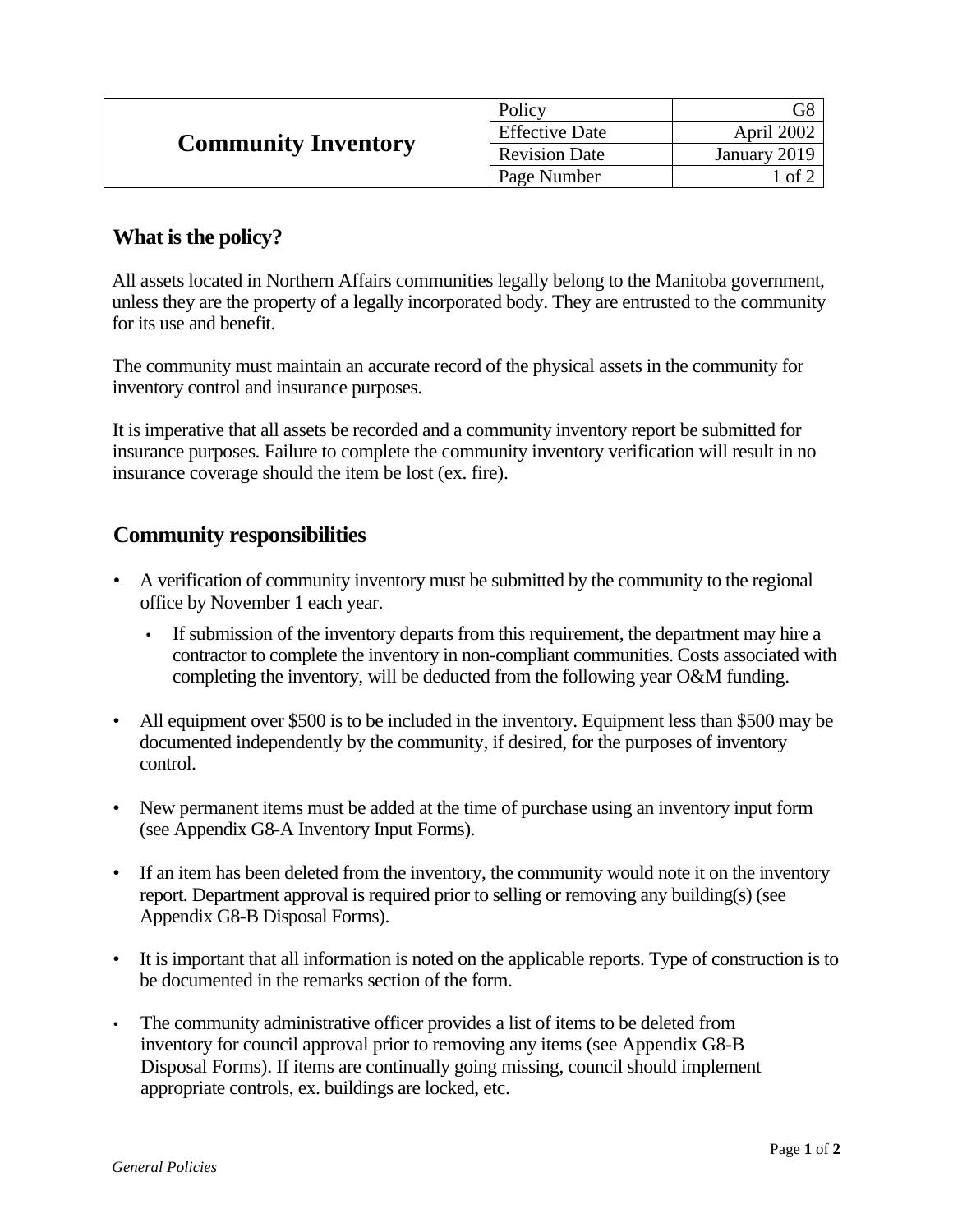| Community Inventory | Policy | G8 |
|---|---|---|
| | Effective Date | April 2002 |
| | Revision Date | January 2019 |
| | Page Number | 1 of 2 |

## What is the policy?

All assets located in Northern Affairs communities legally belong to the Manitoba government, unless they are the property of a legally incorporated body. They are entrusted to the community for its use and benefit.

The community must maintain an accurate record of the physical assets in the community for inventory control and insurance purposes.

It is imperative that all assets be recorded and a community inventory report be submitted for insurance purposes. Failure to complete the community inventory verification will result in no insurance coverage should the item be lost (ex. fire).

## Community responsibilities

- A verification of community inventory must be submitted by the community to the regional office by November 1 each year.
  - If submission of the inventory departs from this requirement, the department may hire a contractor to complete the inventory in non-compliant communities. Costs associated with completing the inventory, will be deducted from the following year O&M funding.
- All equipment over $500 is to be included in the inventory. Equipment less than $500 may be documented independently by the community, if desired, for the purposes of inventory control.
- New permanent items must be added at the time of purchase using an inventory input form (see Appendix G8-A Inventory Input Forms).
- If an item has been deleted from the inventory, the community would note it on the inventory report. Department approval is required prior to selling or removing any building(s) (see Appendix G8-B Disposal Forms).
- It is important that all information is noted on the applicable reports. Type of construction is to be documented in the remarks section of the form.
- The community administrative officer provides a list of items to be deleted from inventory for council approval prior to removing any items (see Appendix G8-B Disposal Forms). If items are continually going missing, council should implement appropriate controls, ex. buildings are locked, etc.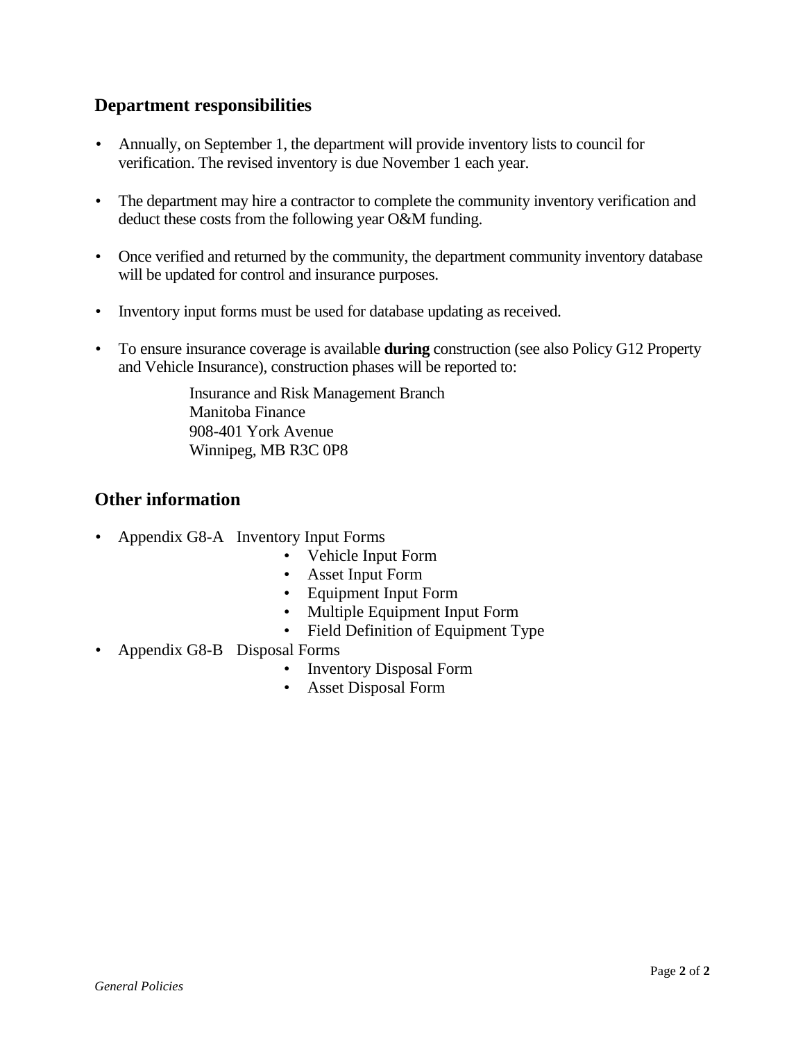## Department responsibilities

- Annually, on September 1, the department will provide inventory lists to council for verification. The revised inventory is due November 1 each year.
- The department may hire a contractor to complete the community inventory verification and deduct these costs from the following year O&M funding.
- Once verified and returned by the community, the department community inventory database will be updated for control and insurance purposes.
- Inventory input forms must be used for database updating as received.
- To ensure insurance coverage is available **during** construction (see also Policy G12 Property and Vehicle Insurance), construction phases will be reported to:

  Insurance and Risk Management Branch  
  Manitoba Finance  
  908-401 York Avenue  
  Winnipeg, MB R3C 0P8

## Other information

- Appendix G8-A Inventory Input Forms
  - Vehicle Input Form
  - Asset Input Form
  - Equipment Input Form
  - Multiple Equipment Input Form
  - Field Definition of Equipment Type
- Appendix G8-B Disposal Forms
  - Inventory Disposal Form
  - Asset Disposal Form